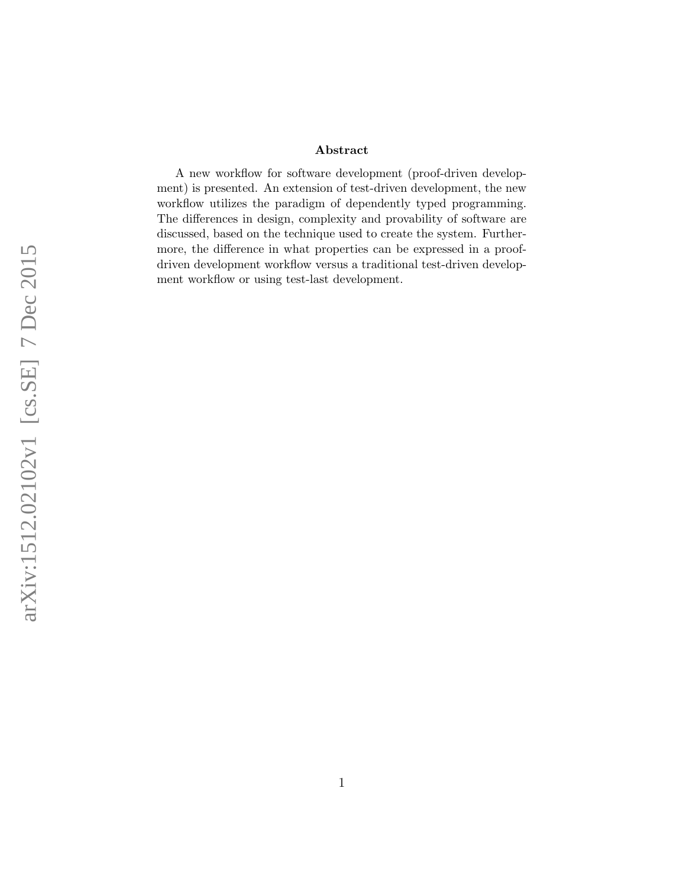**Abstract**

A new workflow for software development (proof-driven development) is presented. An extension of test-driven development, the new workflow utilizes the paradigm of dependently typed programming. The differences in design, complexity and provability of software are discussed, based on the technique used to create the system. Furthermore, the difference in what properties can be expressed in a proof-driven development workflow versus a traditional test-driven development workflow or using test-last development.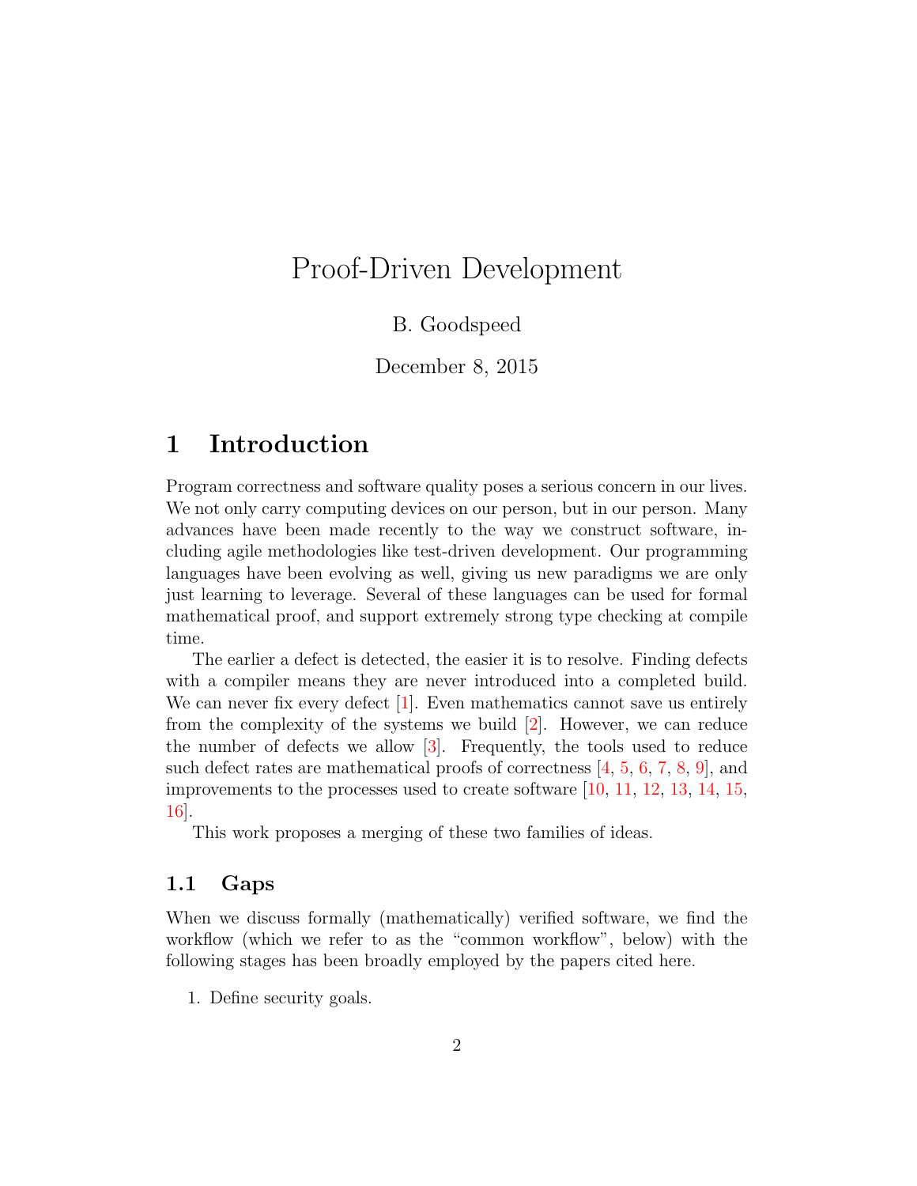# Proof-Driven Development

B. Goodspeed

December 8, 2015

## 1 Introduction

Program correctness and software quality poses a serious concern in our lives. We not only carry computing devices on our person, but in our person. Many advances have been made recently to the way we construct software, including agile methodologies like test-driven development. Our programming languages have been evolving as well, giving us new paradigms we are only just learning to leverage. Several of these languages can be used for formal mathematical proof, and support extremely strong type checking at compile time.

The earlier a defect is detected, the easier it is to resolve. Finding defects with a compiler means they are never introduced into a completed build. We can never fix every defect [1]. Even mathematics cannot save us entirely from the complexity of the systems we build [2]. However, we can reduce the number of defects we allow [3]. Frequently, the tools used to reduce such defect rates are mathematical proofs of correctness [4, 5, 6, 7, 8, 9], and improvements to the processes used to create software [10, 11, 12, 13, 14, 15, 16].

This work proposes a merging of these two families of ideas.

### 1.1 Gaps

When we discuss formally (mathematically) verified software, we find the workflow (which we refer to as the "common workflow", below) with the following stages has been broadly employed by the papers cited here.

1. Define security goals.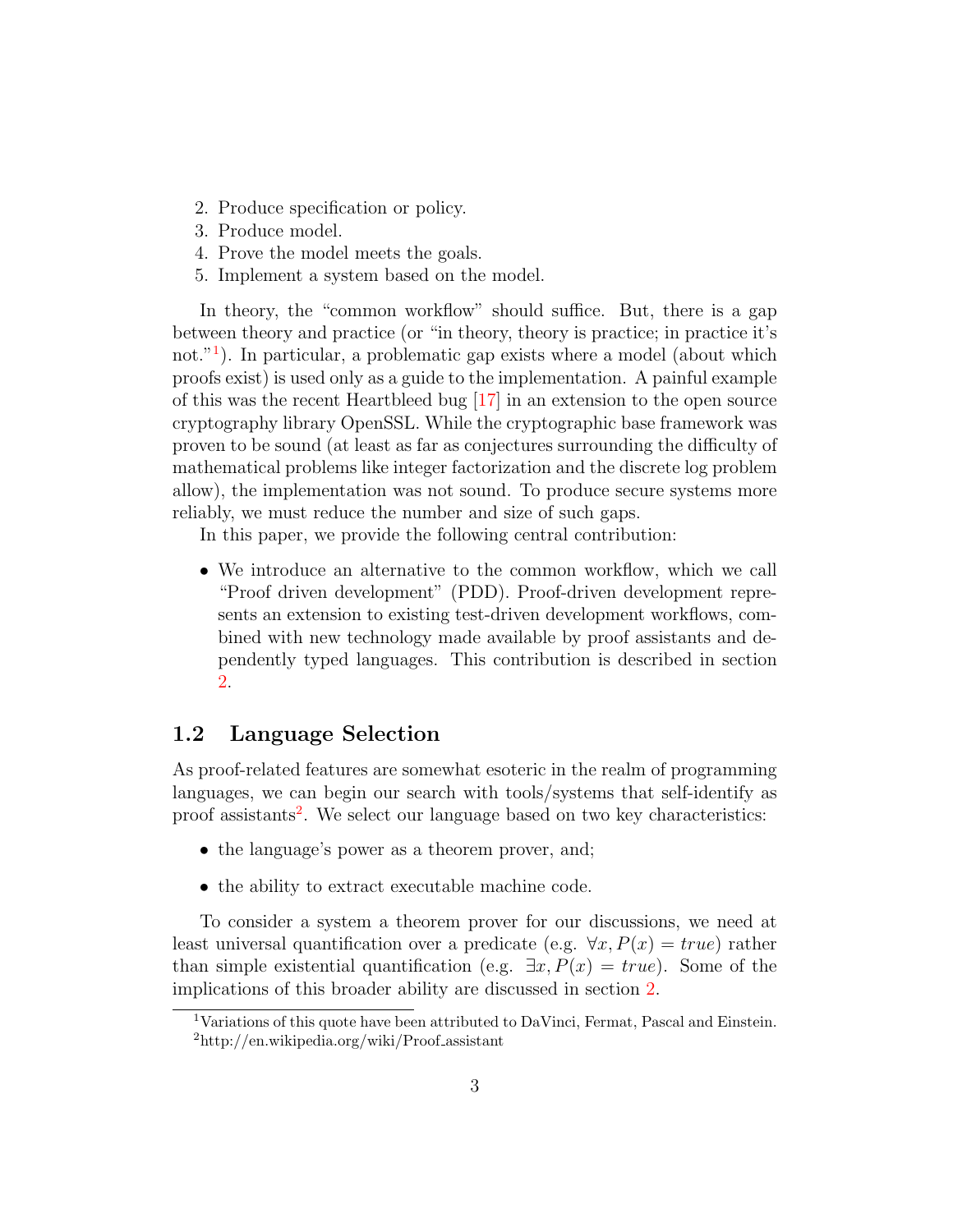2. Produce specification or policy.
3. Produce model.
4. Prove the model meets the goals.
5. Implement a system based on the model.

In theory, the "common workflow" should suffice. But, there is a gap between theory and practice (or "in theory, theory is practice; in practice it's not."[1]). In particular, a problematic gap exists where a model (about which proofs exist) is used only as a guide to the implementation. A painful example of this was the recent Heartbleed bug [17] in an extension to the open source cryptography library OpenSSL. While the cryptographic base framework was proven to be sound (at least as far as conjectures surrounding the difficulty of mathematical problems like integer factorization and the discrete log problem allow), the implementation was not sound. To produce secure systems more reliably, we must reduce the number and size of such gaps.

In this paper, we provide the following central contribution:

- We introduce an alternative to the common workflow, which we call "Proof driven development" (PDD). Proof-driven development represents an extension to existing test-driven development workflows, combined with new technology made available by proof assistants and dependently typed languages. This contribution is described in section 2.

## 1.2 Language Selection

As proof-related features are somewhat esoteric in the realm of programming languages, we can begin our search with tools/systems that self-identify as proof assistants[2]. We select our language based on two key characteristics:

- the language's power as a theorem prover, and;
- the ability to extract executable machine code.

To consider a system a theorem prover for our discussions, we need at least universal quantification over a predicate (e.g. $\forall x, P(x) = true$) rather than simple existential quantification (e.g. $\exists x, P(x) = true$). Some of the implications of this broader ability are discussed in section 2.

[1] Variations of this quote have been attributed to DaVinci, Fermat, Pascal and Einstein.

[2] http://en.wikipedia.org/wiki/Proof_assistant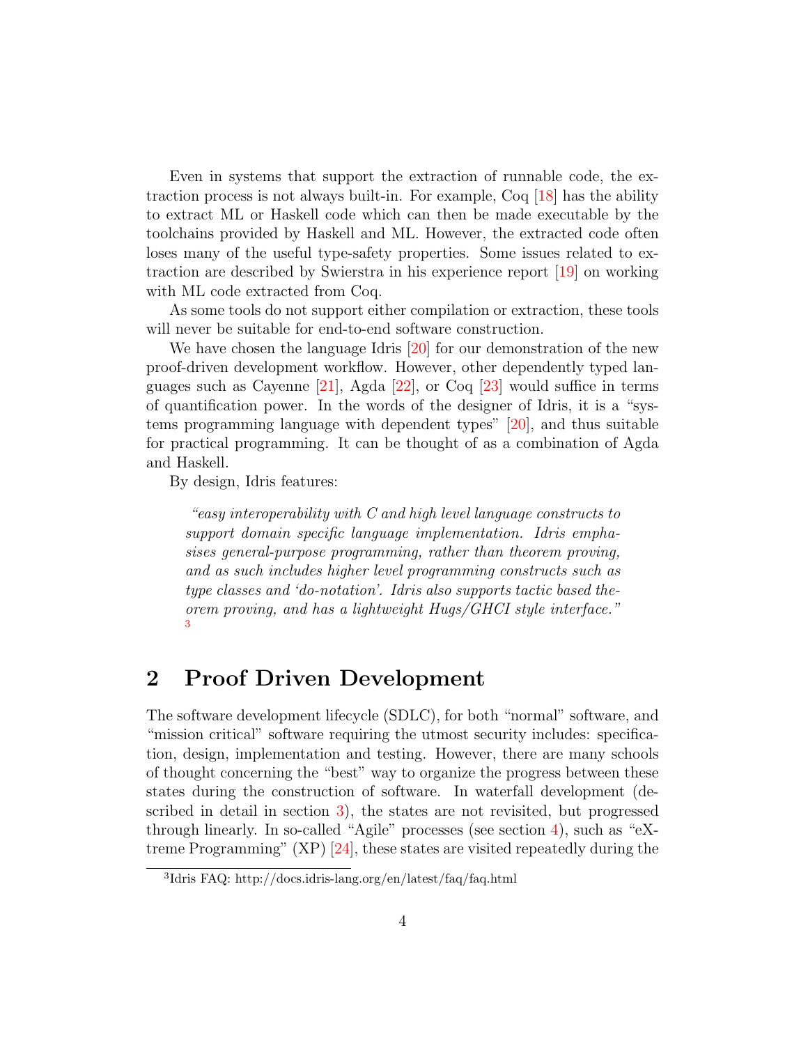Even in systems that support the extraction of runnable code, the extraction process is not always built-in. For example, Coq [18] has the ability to extract ML or Haskell code which can then be made executable by the toolchains provided by Haskell and ML. However, the extracted code often loses many of the useful type-safety properties. Some issues related to extraction are described by Swierstra in his experience report [19] on working with ML code extracted from Coq.

As some tools do not support either compilation or extraction, these tools will never be suitable for end-to-end software construction.

We have chosen the language Idris [20] for our demonstration of the new proof-driven development workflow. However, other dependently typed languages such as Cayenne [21], Agda [22], or Coq [23] would suffice in terms of quantification power. In the words of the designer of Idris, it is a "systems programming language with dependent types" [20], and thus suitable for practical programming. It can be thought of as a combination of Agda and Haskell.

By design, Idris features:

> *"easy interoperability with C and high level language constructs to support domain specific language implementation. Idris emphasises general-purpose programming, rather than theorem proving, and as such includes higher level programming constructs such as type classes and 'do-notation'. Idris also supports tactic based theorem proving, and has a lightweight Hugs/GHCI style interface."* [3]

## 2 Proof Driven Development

The software development lifecycle (SDLC), for both "normal" software, and "mission critical" software requiring the utmost security includes: specification, design, implementation and testing. However, there are many schools of thought concerning the "best" way to organize the progress between these states during the construction of software. In waterfall development (described in detail in section 3), the states are not revisited, but progressed through linearly. In so-called "Agile" processes (see section 4), such as "eXtreme Programming" (XP) [24], these states are visited repeatedly during the

[3] Idris FAQ: http://docs.idris-lang.org/en/latest/faq/faq.html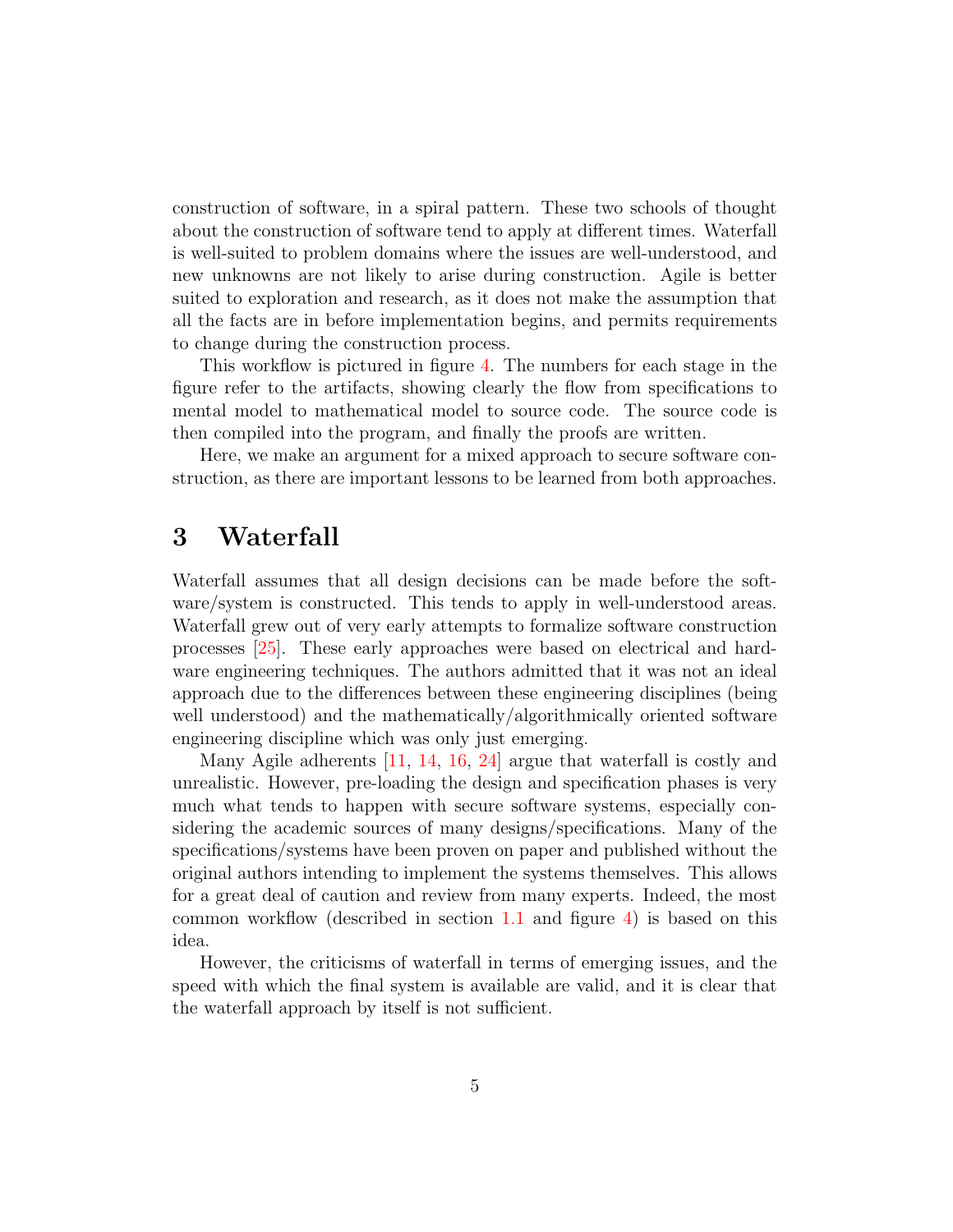construction of software, in a spiral pattern. These two schools of thought about the construction of software tend to apply at different times. Waterfall is well-suited to problem domains where the issues are well-understood, and new unknowns are not likely to arise during construction. Agile is better suited to exploration and research, as it does not make the assumption that all the facts are in before implementation begins, and permits requirements to change during the construction process.

This workflow is pictured in figure 4. The numbers for each stage in the figure refer to the artifacts, showing clearly the flow from specifications to mental model to mathematical model to source code. The source code is then compiled into the program, and finally the proofs are written.

Here, we make an argument for a mixed approach to secure software construction, as there are important lessons to be learned from both approaches.

## 3 Waterfall

Waterfall assumes that all design decisions can be made before the software/system is constructed. This tends to apply in well-understood areas. Waterfall grew out of very early attempts to formalize software construction processes [25]. These early approaches were based on electrical and hardware engineering techniques. The authors admitted that it was not an ideal approach due to the differences between these engineering disciplines (being well understood) and the mathematically/algorithmically oriented software engineering discipline which was only just emerging.

Many Agile adherents [11, 14, 16, 24] argue that waterfall is costly and unrealistic. However, pre-loading the design and specification phases is very much what tends to happen with secure software systems, especially considering the academic sources of many designs/specifications. Many of the specifications/systems have been proven on paper and published without the original authors intending to implement the systems themselves. This allows for a great deal of caution and review from many experts. Indeed, the most common workflow (described in section 1.1 and figure 4) is based on this idea.

However, the criticisms of waterfall in terms of emerging issues, and the speed with which the final system is available are valid, and it is clear that the waterfall approach by itself is not sufficient.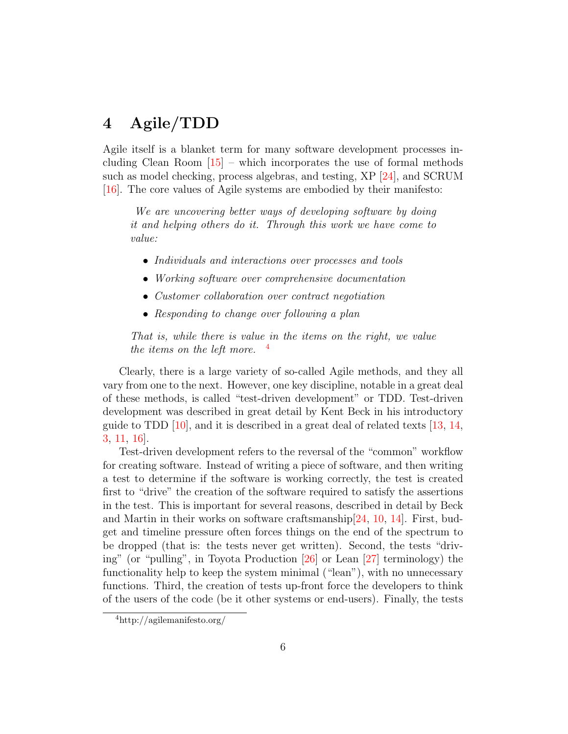# 4 Agile/TDD

Agile itself is a blanket term for many software development processes including Clean Room [15] – which incorporates the use of formal methods such as model checking, process algebras, and testing, XP [24], and SCRUM [16]. The core values of Agile systems are embodied by their manifesto:

> *We are uncovering better ways of developing software by doing it and helping others do it. Through this work we have come to value:*
>
> - *Individuals and interactions over processes and tools*
> - *Working software over comprehensive documentation*
> - *Customer collaboration over contract negotiation*
> - *Responding to change over following a plan*
>
> *That is, while there is value in the items on the right, we value the items on the left more.* [4]

Clearly, there is a large variety of so-called Agile methods, and they all vary from one to the next. However, one key discipline, notable in a great deal of these methods, is called "test-driven development" or TDD. Test-driven development was described in great detail by Kent Beck in his introductory guide to TDD [10], and it is described in a great deal of related texts [13, 14, 3, 11, 16].

Test-driven development refers to the reversal of the "common" workflow for creating software. Instead of writing a piece of software, and then writing a test to determine if the software is working correctly, the test is created first to "drive" the creation of the software required to satisfy the assertions in the test. This is important for several reasons, described in detail by Beck and Martin in their works on software craftsmanship[24, 10, 14]. First, budget and timeline pressure often forces things on the end of the spectrum to be dropped (that is: the tests never get written). Second, the tests "driving" (or "pulling", in Toyota Production [26] or Lean [27] terminology) the functionality help to keep the system minimal ("lean"), with no unnecessary functions. Third, the creation of tests up-front force the developers to think of the users of the code (be it other systems or end-users). Finally, the tests

[4] http://agilemanifesto.org/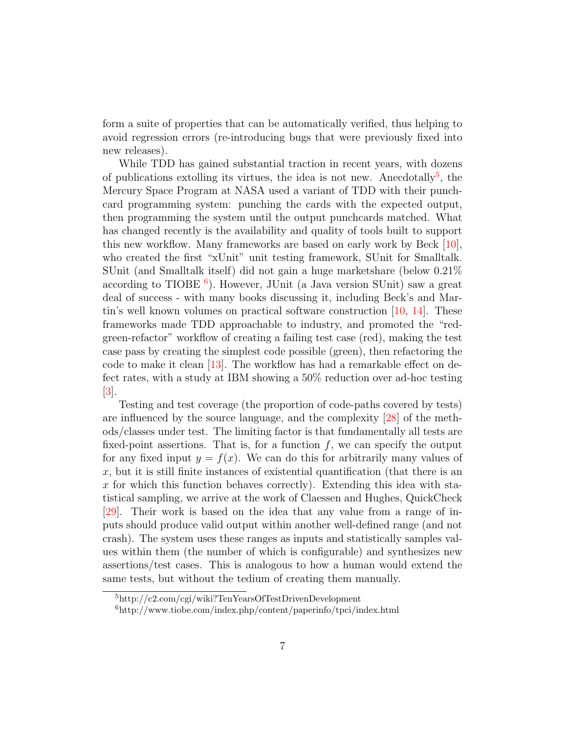form a suite of properties that can be automatically verified, thus helping to avoid regression errors (re-introducing bugs that were previously fixed into new releases).

While TDD has gained substantial traction in recent years, with dozens of publications extolling its virtues, the idea is not new. Anecdotally[5], the Mercury Space Program at NASA used a variant of TDD with their punch-card programming system: punching the cards with the expected output, then programming the system until the output punchcards matched. What has changed recently is the availability and quality of tools built to support this new workflow. Many frameworks are based on early work by Beck [10], who created the first "xUnit" unit testing framework, SUnit for Smalltalk. SUnit (and Smalltalk itself) did not gain a huge marketshare (below 0.21% according to TIOBE [6]). However, JUnit (a Java version SUnit) saw a great deal of success - with many books discussing it, including Beck's and Martin's well known volumes on practical software construction [10, 14]. These frameworks made TDD approachable to industry, and promoted the "red-green-refactor" workflow of creating a failing test case (red), making the test case pass by creating the simplest code possible (green), then refactoring the code to make it clean [13]. The workflow has had a remarkable effect on defect rates, with a study at IBM showing a 50% reduction over ad-hoc testing [3].

Testing and test coverage (the proportion of code-paths covered by tests) are influenced by the source language, and the complexity [28] of the methods/classes under test. The limiting factor is that fundamentally all tests are fixed-point assertions. That is, for a function $f$, we can specify the output for any fixed input $y = f(x)$. We can do this for arbitrarily many values of $x$, but it is still finite instances of existential quantification (that there is an $x$ for which this function behaves correctly). Extending this idea with statistical sampling, we arrive at the work of Claessen and Hughes, QuickCheck [29]. Their work is based on the idea that any value from a range of inputs should produce valid output within another well-defined range (and not crash). The system uses these ranges as inputs and statistically samples values within them (the number of which is configurable) and synthesizes new assertions/test cases. This is analogous to how a human would extend the same tests, but without the tedium of creating them manually.

[5] http://c2.com/cgi/wiki?TenYearsOfTestDrivenDevelopment

[6] http://www.tiobe.com/index.php/content/paperinfo/tpci/index.html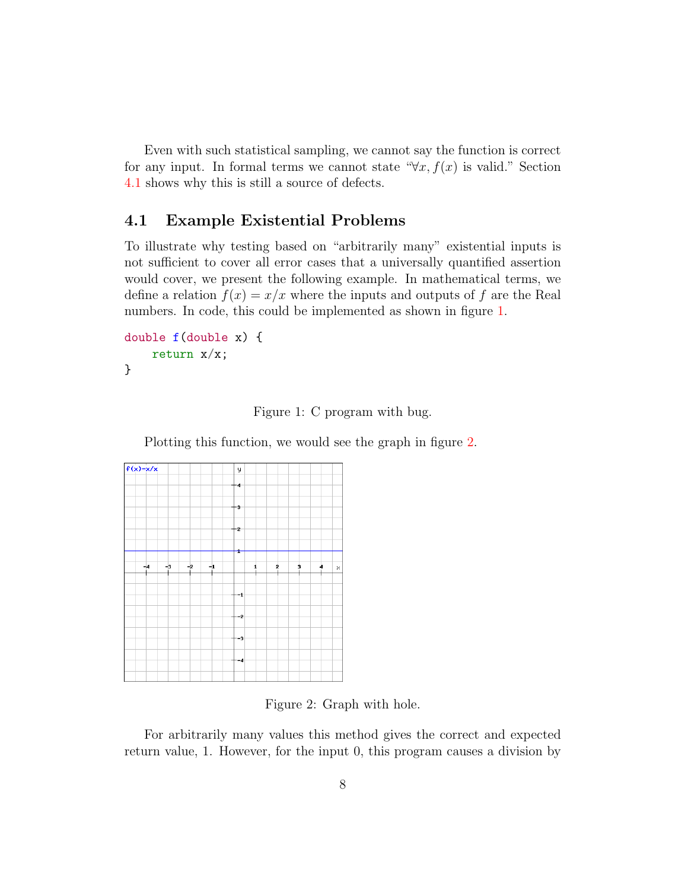Even with such statistical sampling, we cannot say the function is correct for any input. In formal terms we cannot state "$\forall x, f(x)$ is valid." Section 4.1 shows why this is still a source of defects.

## 4.1 Example Existential Problems

To illustrate why testing based on "arbitrarily many" existential inputs is not sufficient to cover all error cases that a universally quantified assertion would cover, we present the following example. In mathematical terms, we define a relation $f(x) = x/x$ where the inputs and outputs of $f$ are the Real numbers. In code, this could be implemented as shown in figure 1.

```
double f(double x) {
    return x/x;
}
```

Figure 1: C program with bug.

Plotting this function, we would see the graph in figure 2.

Figure 2: Graph with hole.

For arbitrarily many values this method gives the correct and expected return value, 1. However, for the input 0, this program causes a division by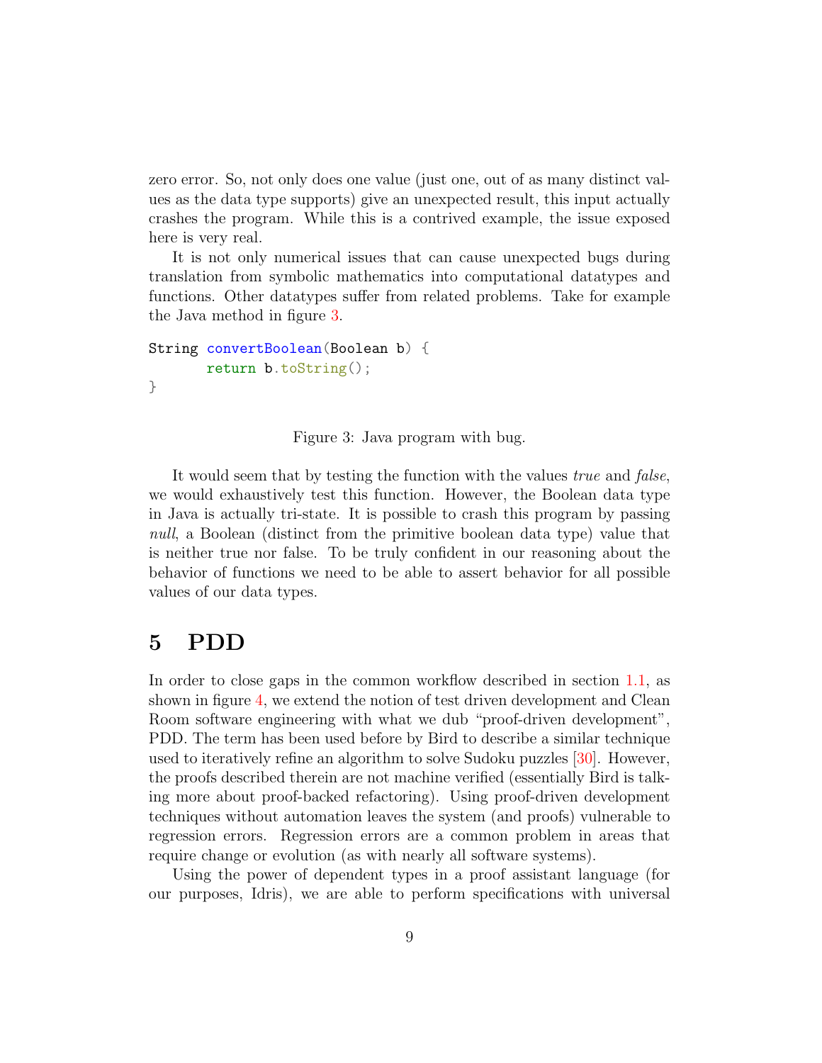zero error. So, not only does one value (just one, out of as many distinct values as the data type supports) give an unexpected result, this input actually crashes the program. While this is a contrived example, the issue exposed here is very real.

It is not only numerical issues that can cause unexpected bugs during translation from symbolic mathematics into computational datatypes and functions. Other datatypes suffer from related problems. Take for example the Java method in figure 3.

```
String convertBoolean(Boolean b) {
       return b.toString();
}
```

Figure 3: Java program with bug.

It would seem that by testing the function with the values *true* and *false*, we would exhaustively test this function. However, the Boolean data type in Java is actually tri-state. It is possible to crash this program by passing *null*, a Boolean (distinct from the primitive boolean data type) value that is neither true nor false. To be truly confident in our reasoning about the behavior of functions we need to be able to assert behavior for all possible values of our data types.

# 5 PDD

In order to close gaps in the common workflow described in section 1.1, as shown in figure 4, we extend the notion of test driven development and Clean Room software engineering with what we dub "proof-driven development", PDD. The term has been used before by Bird to describe a similar technique used to iteratively refine an algorithm to solve Sudoku puzzles [30]. However, the proofs described therein are not machine verified (essentially Bird is talking more about proof-backed refactoring). Using proof-driven development techniques without automation leaves the system (and proofs) vulnerable to regression errors. Regression errors are a common problem in areas that require change or evolution (as with nearly all software systems).

Using the power of dependent types in a proof assistant language (for our purposes, Idris), we are able to perform specifications with universal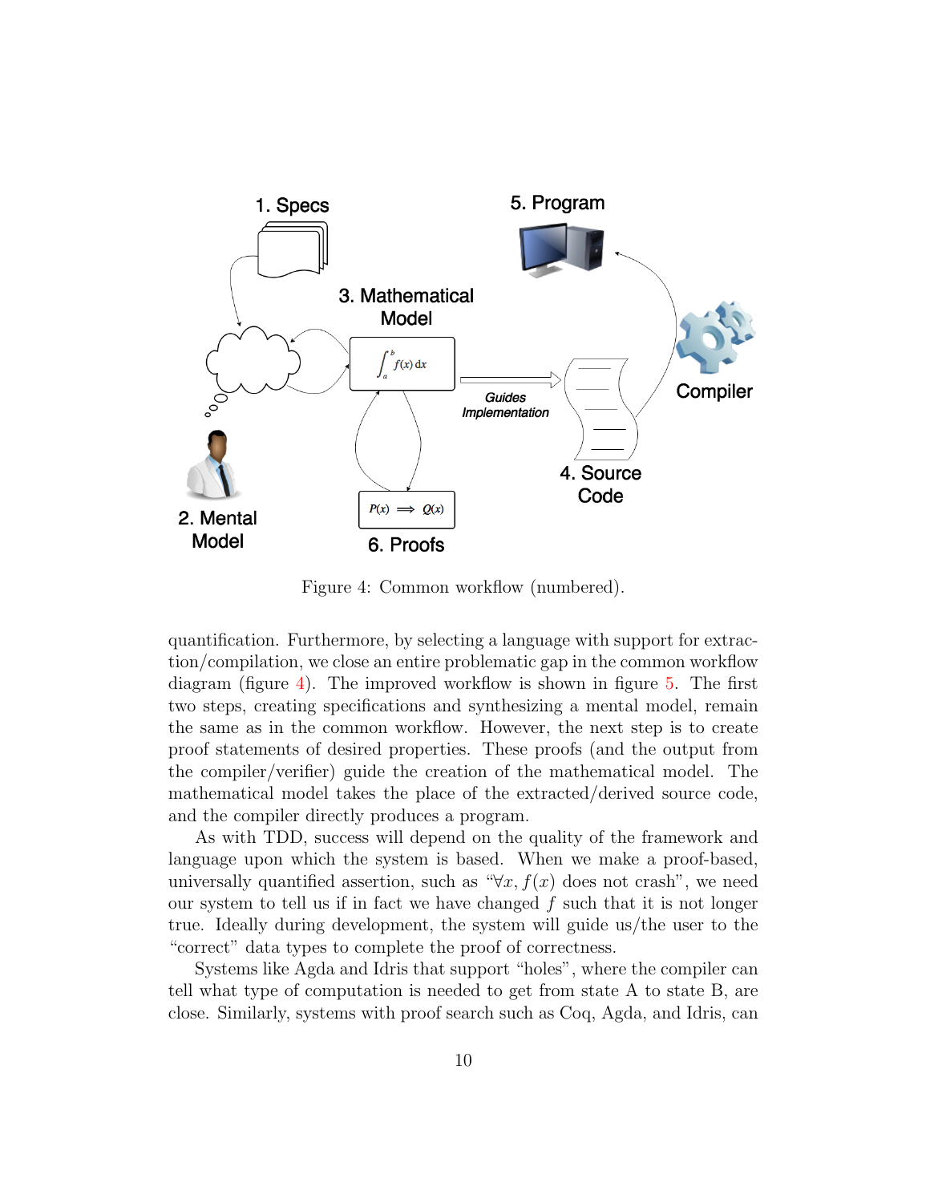Figure 4: Common workflow (numbered).

quantification. Furthermore, by selecting a language with support for extraction/compilation, we close an entire problematic gap in the common workflow diagram (figure 4). The improved workflow is shown in figure 5. The first two steps, creating specifications and synthesizing a mental model, remain the same as in the common workflow. However, the next step is to create proof statements of desired properties. These proofs (and the output from the compiler/verifier) guide the creation of the mathematical model. The mathematical model takes the place of the extracted/derived source code, and the compiler directly produces a program.

As with TDD, success will depend on the quality of the framework and language upon which the system is based. When we make a proof-based, universally quantified assertion, such as "$\forall x, f(x)$ does not crash", we need our system to tell us if in fact we have changed $f$ such that it is not longer true. Ideally during development, the system will guide us/the user to the "correct" data types to complete the proof of correctness.

Systems like Agda and Idris that support "holes", where the compiler can tell what type of computation is needed to get from state A to state B, are close. Similarly, systems with proof search such as Coq, Agda, and Idris, can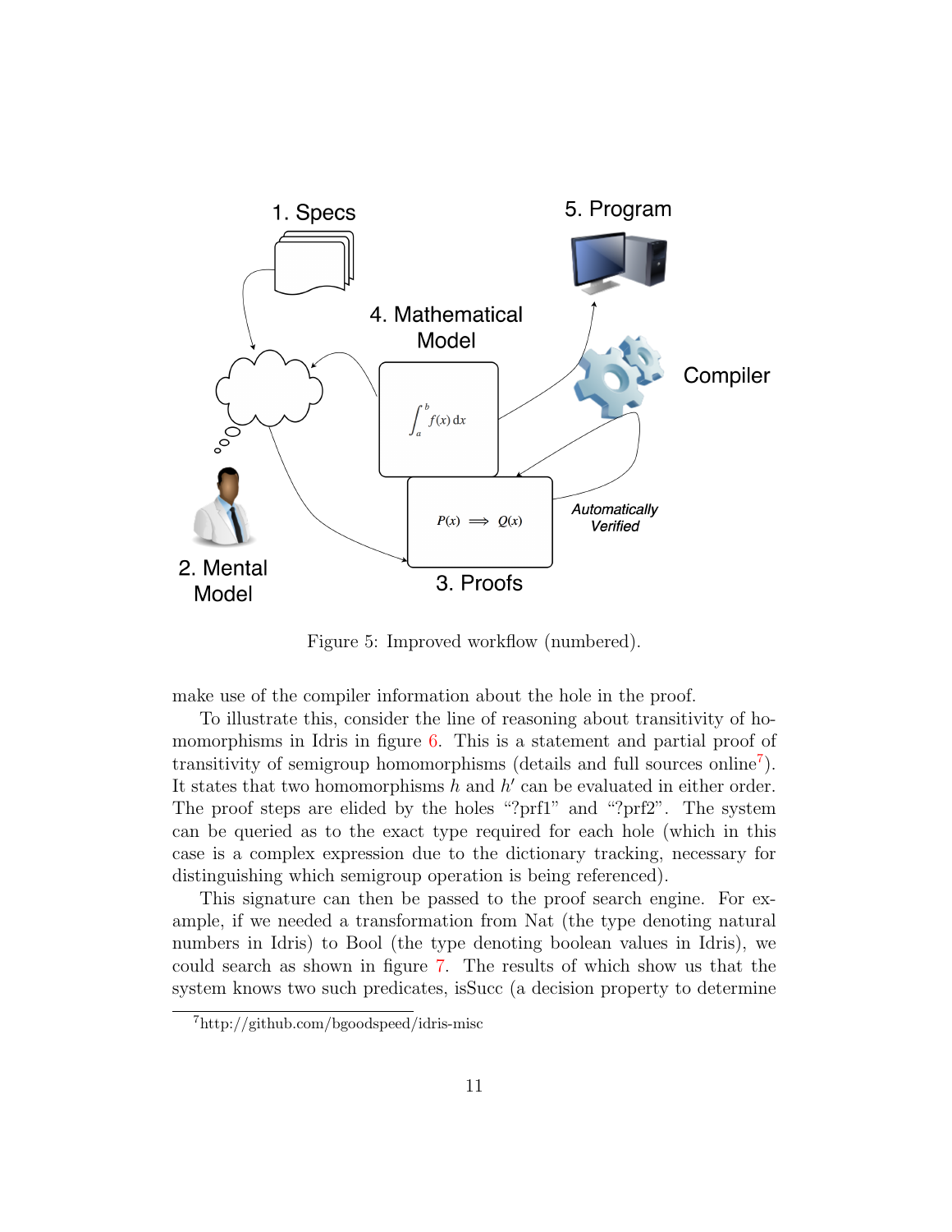Figure 5: Improved workflow (numbered).

make use of the compiler information about the hole in the proof.

To illustrate this, consider the line of reasoning about transitivity of homomorphisms in Idris in figure 6. This is a statement and partial proof of transitivity of semigroup homomorphisms (details and full sources online[7]). It states that two homomorphisms $h$ and $h'$ can be evaluated in either order. The proof steps are elided by the holes "?prf1" and "?prf2". The system can be queried as to the exact type required for each hole (which in this case is a complex expression due to the dictionary tracking, necessary for distinguishing which semigroup operation is being referenced).

This signature can then be passed to the proof search engine. For example, if we needed a transformation from Nat (the type denoting natural numbers in Idris) to Bool (the type denoting boolean values in Idris), we could search as shown in figure 7. The results of which show us that the system knows two such predicates, isSucc (a decision property to determine

[7] http://github.com/bgoodspeed/idris-misc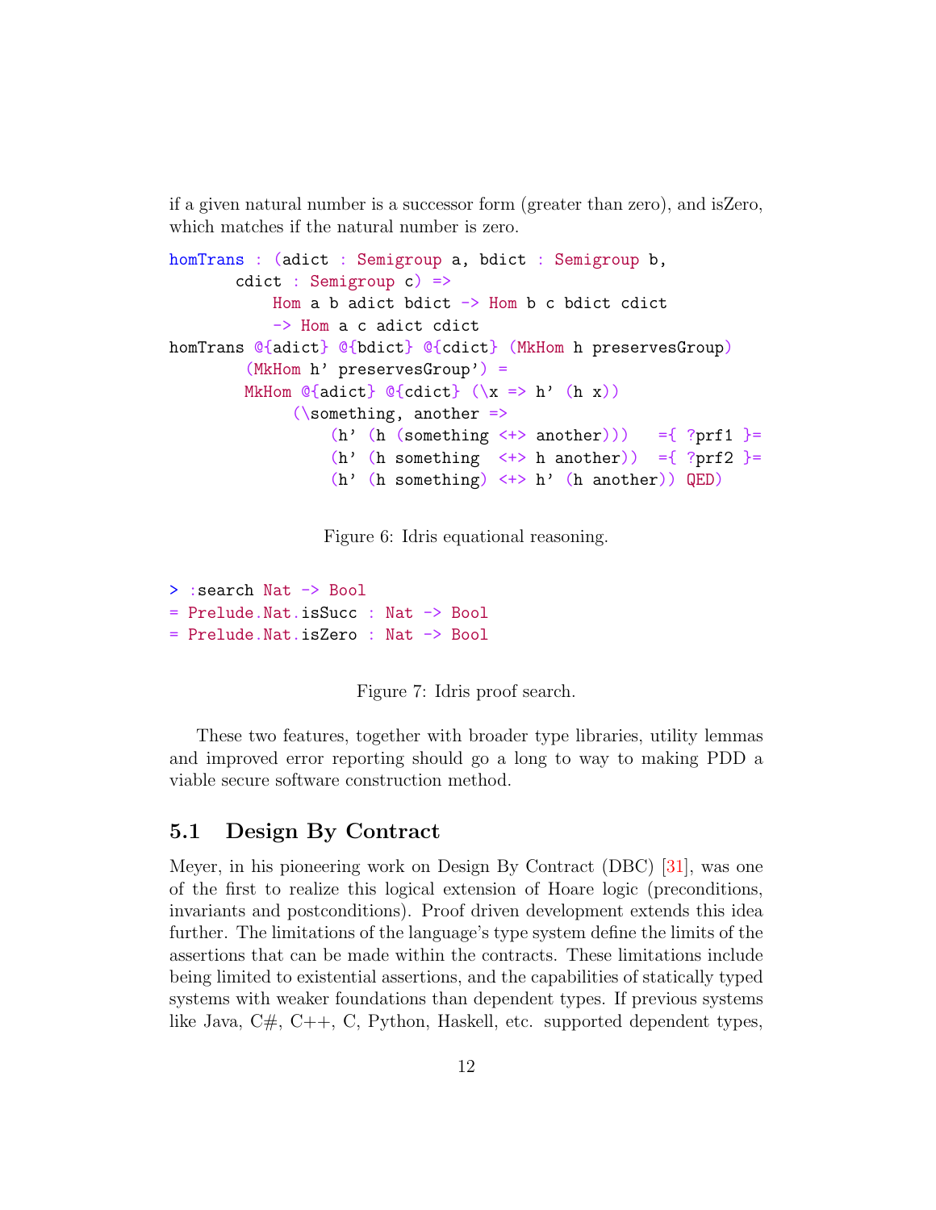if a given natural number is a successor form (greater than zero), and isZero, which matches if the natural number is zero.

```
homTrans : (adict : Semigroup a, bdict : Semigroup b,
       cdict : Semigroup c) =>
           Hom a b adict bdict -> Hom b c bdict cdict
           -> Hom a c adict cdict
homTrans @{adict} @{bdict} @{cdict} (MkHom h preservesGroup)
        (MkHom h' preservesGroup') =
        MkHom @{adict} @{cdict} (\x => h' (h x))
             (\something, another =>
                 (h' (h (something <+> another)))   ={ ?prf1 }=
                 (h' (h something  <+> h another))  ={ ?prf2 }=
                 (h' (h something) <+> h' (h another)) QED)
```

Figure 6: Idris equational reasoning.

```
> :search Nat -> Bool
= Prelude.Nat.isSucc : Nat -> Bool
= Prelude.Nat.isZero : Nat -> Bool
```

Figure 7: Idris proof search.

These two features, together with broader type libraries, utility lemmas and improved error reporting should go a long to way to making PDD a viable secure software construction method.

## 5.1 Design By Contract

Meyer, in his pioneering work on Design By Contract (DBC) [31], was one of the first to realize this logical extension of Hoare logic (preconditions, invariants and postconditions). Proof driven development extends this idea further. The limitations of the language's type system define the limits of the assertions that can be made within the contracts. These limitations include being limited to existential assertions, and the capabilities of statically typed systems with weaker foundations than dependent types. If previous systems like Java, C#, C++, C, Python, Haskell, etc. supported dependent types,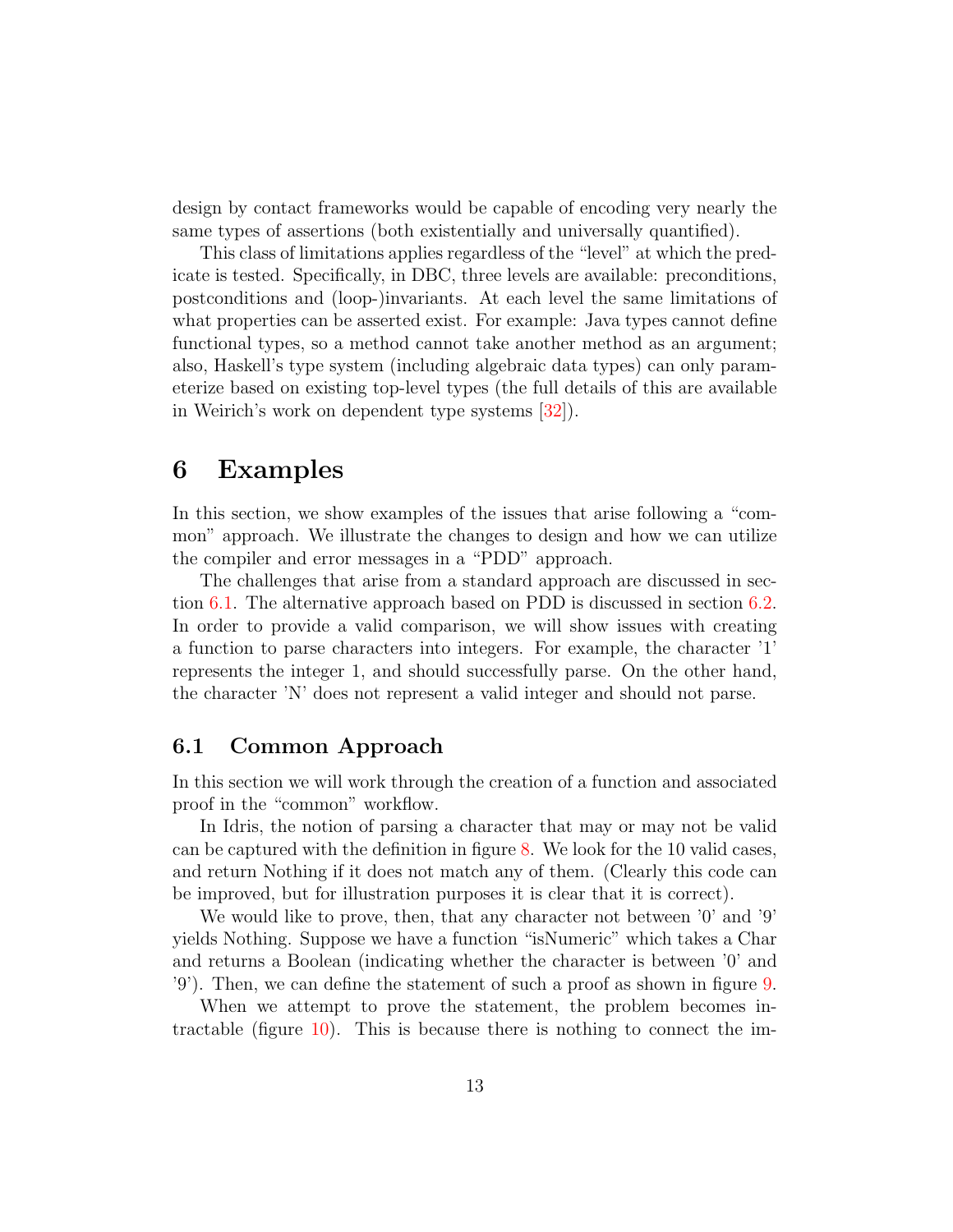design by contact frameworks would be capable of encoding very nearly the same types of assertions (both existentially and universally quantified).

This class of limitations applies regardless of the "level" at which the predicate is tested. Specifically, in DBC, three levels are available: preconditions, postconditions and (loop-)invariants. At each level the same limitations of what properties can be asserted exist. For example: Java types cannot define functional types, so a method cannot take another method as an argument; also, Haskell's type system (including algebraic data types) can only parameterize based on existing top-level types (the full details of this are available in Weirich's work on dependent type systems [32]).

# 6 Examples

In this section, we show examples of the issues that arise following a "common" approach. We illustrate the changes to design and how we can utilize the compiler and error messages in a "PDD" approach.

The challenges that arise from a standard approach are discussed in section 6.1. The alternative approach based on PDD is discussed in section 6.2. In order to provide a valid comparison, we will show issues with creating a function to parse characters into integers. For example, the character '1' represents the integer 1, and should successfully parse. On the other hand, the character 'N' does not represent a valid integer and should not parse.

## 6.1 Common Approach

In this section we will work through the creation of a function and associated proof in the "common" workflow.

In Idris, the notion of parsing a character that may or may not be valid can be captured with the definition in figure 8. We look for the 10 valid cases, and return Nothing if it does not match any of them. (Clearly this code can be improved, but for illustration purposes it is clear that it is correct).

We would like to prove, then, that any character not between '0' and '9' yields Nothing. Suppose we have a function "isNumeric" which takes a Char and returns a Boolean (indicating whether the character is between '0' and '9'). Then, we can define the statement of such a proof as shown in figure 9.

When we attempt to prove the statement, the problem becomes intractable (figure 10). This is because there is nothing to connect the im-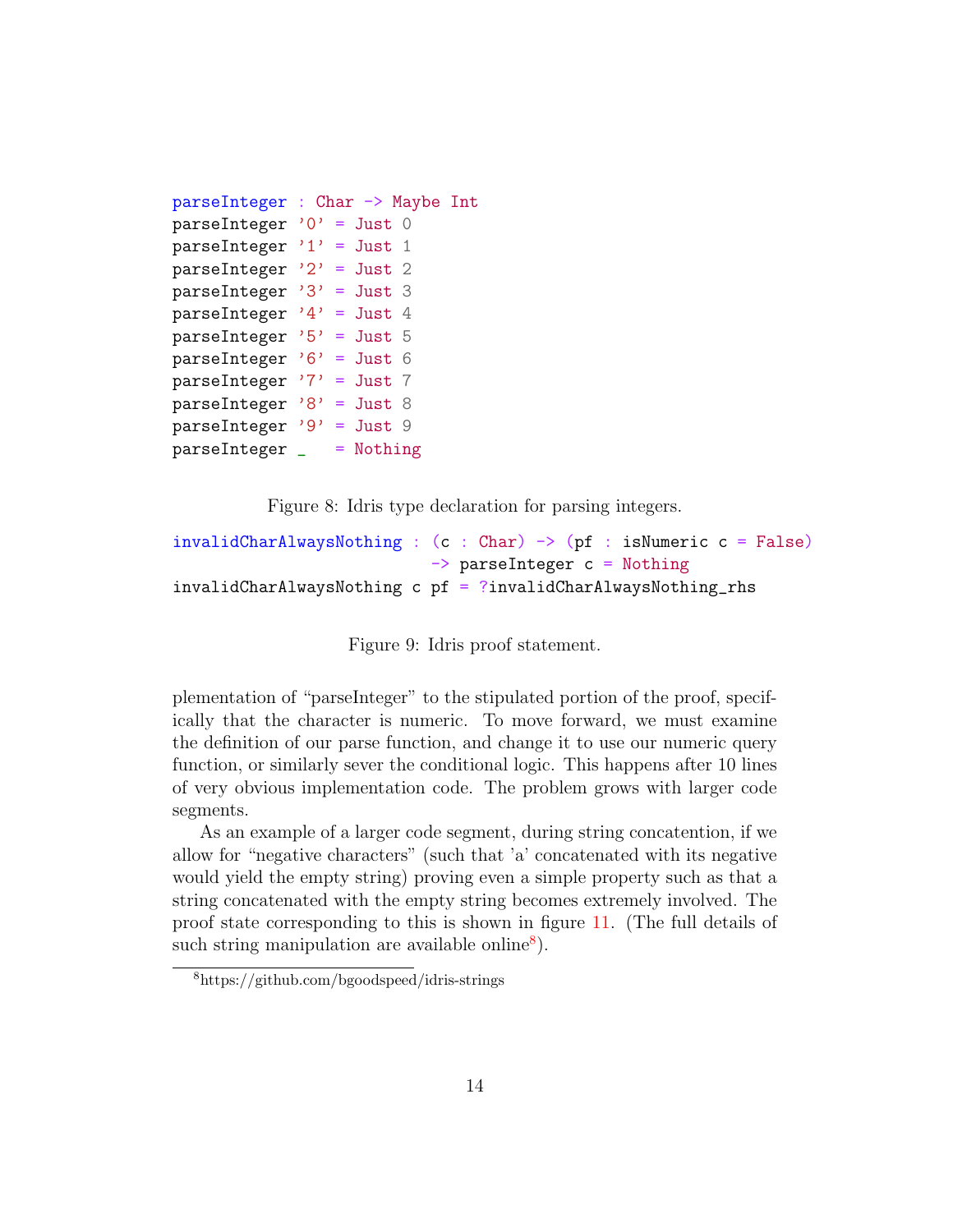```
parseInteger : Char -> Maybe Int
parseInteger '0' = Just 0
parseInteger '1' = Just 1
parseInteger '2' = Just 2
parseInteger '3' = Just 3
parseInteger '4' = Just 4
parseInteger '5' = Just 5
parseInteger '6' = Just 6
parseInteger '7' = Just 7
parseInteger '8' = Just 8
parseInteger '9' = Just 9
parseInteger _   = Nothing
```

Figure 8: Idris type declaration for parsing integers.

```
invalidCharAlwaysNothing : (c : Char) -> (pf : isNumeric c = False)
                          -> parseInteger c = Nothing
invalidCharAlwaysNothing c pf = ?invalidCharAlwaysNothing_rhs
```

Figure 9: Idris proof statement.

plementation of "parseInteger" to the stipulated portion of the proof, specifically that the character is numeric. To move forward, we must examine the definition of our parse function, and change it to use our numeric query function, or similarly sever the conditional logic. This happens after 10 lines of very obvious implementation code. The problem grows with larger code segments.

As an example of a larger code segment, during string concatention, if we allow for "negative characters" (such that 'a' concatenated with its negative would yield the empty string) proving even a simple property such as that a string concatenated with the empty string becomes extremely involved. The proof state corresponding to this is shown in figure 11. (The full details of such string manipulation are available online[8]).

[8] https://github.com/bgoodspeed/idris-strings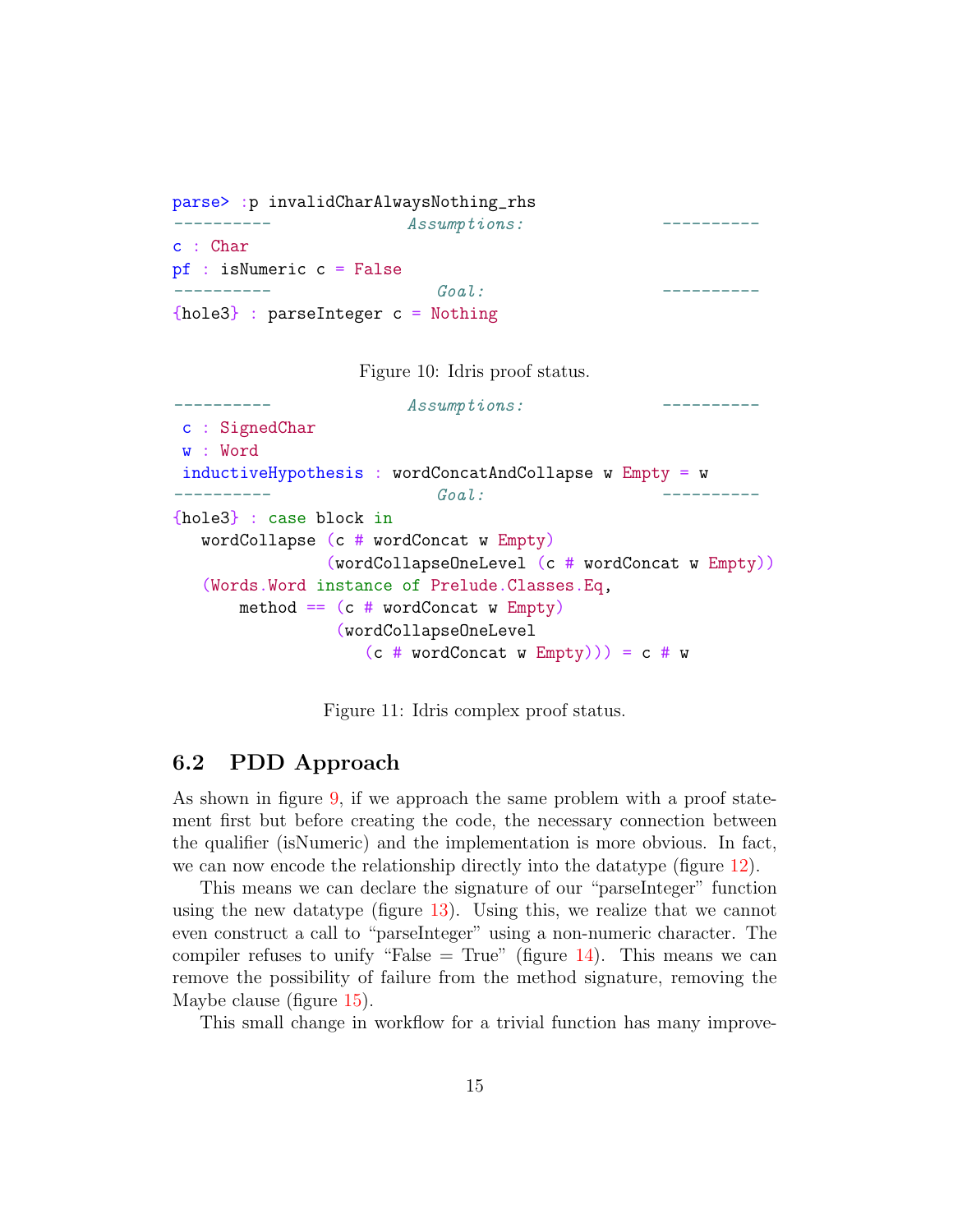```
parse> :p invalidCharAlwaysNothing_rhs
----------              Assumptions:              ----------
c : Char
pf : isNumeric c = False
----------                 Goal:                  ----------
{hole3} : parseInteger c = Nothing
```

Figure 10: Idris proof status.

```
----------              Assumptions:              ----------
 c : SignedChar
 w : Word
 inductiveHypothesis : wordConcatAndCollapse w Empty = w
----------                 Goal:                  ----------
{hole3} : case block in
   wordCollapse (c # wordConcat w Empty)
                (wordCollapseOneLevel (c # wordConcat w Empty))
   (Words.Word instance of Prelude.Classes.Eq,
       method == (c # wordConcat w Empty)
                 (wordCollapseOneLevel
                    (c # wordConcat w Empty))) = c # w
```

Figure 11: Idris complex proof status.

## 6.2 PDD Approach

As shown in figure 9, if we approach the same problem with a proof statement first but before creating the code, the necessary connection between the qualifier (isNumeric) and the implementation is more obvious. In fact, we can now encode the relationship directly into the datatype (figure 12).

This means we can declare the signature of our "parseInteger" function using the new datatype (figure 13). Using this, we realize that we cannot even construct a call to "parseInteger" using a non-numeric character. The compiler refuses to unify "False = True" (figure 14). This means we can remove the possibility of failure from the method signature, removing the Maybe clause (figure 15).

This small change in workflow for a trivial function has many improve-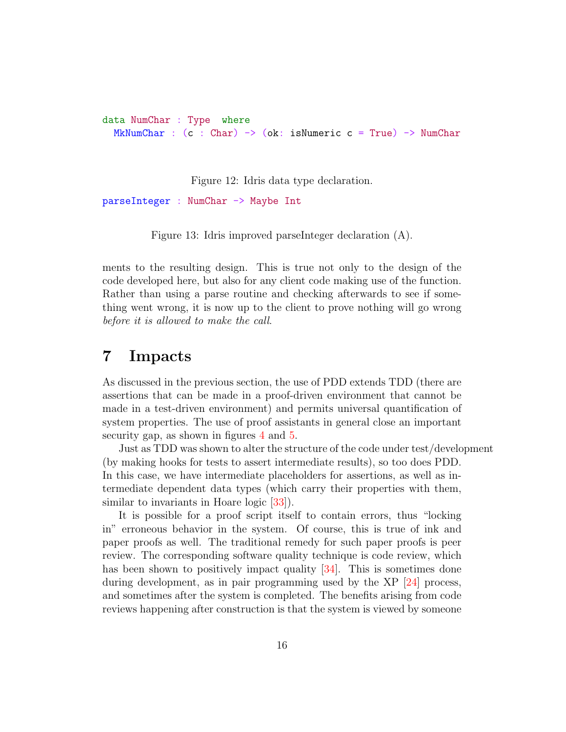```
data NumChar : Type  where
  MkNumChar : (c : Char) -> (ok: isNumeric c = True) -> NumChar
```

Figure 12: Idris data type declaration.

```
parseInteger : NumChar -> Maybe Int
```

Figure 13: Idris improved parseInteger declaration (A).

ments to the resulting design. This is true not only to the design of the code developed here, but also for any client code making use of the function. Rather than using a parse routine and checking afterwards to see if something went wrong, it is now up to the client to prove nothing will go wrong *before it is allowed to make the call*.

# 7 Impacts

As discussed in the previous section, the use of PDD extends TDD (there are assertions that can be made in a proof-driven environment that cannot be made in a test-driven environment) and permits universal quantification of system properties. The use of proof assistants in general close an important security gap, as shown in figures 4 and 5.

Just as TDD was shown to alter the structure of the code under test/development (by making hooks for tests to assert intermediate results), so too does PDD. In this case, we have intermediate placeholders for assertions, as well as intermediate dependent data types (which carry their properties with them, similar to invariants in Hoare logic [33]).

It is possible for a proof script itself to contain errors, thus "locking in" erroneous behavior in the system. Of course, this is true of ink and paper proofs as well. The traditional remedy for such paper proofs is peer review. The corresponding software quality technique is code review, which has been shown to positively impact quality [34]. This is sometimes done during development, as in pair programming used by the XP [24] process, and sometimes after the system is completed. The benefits arising from code reviews happening after construction is that the system is viewed by someone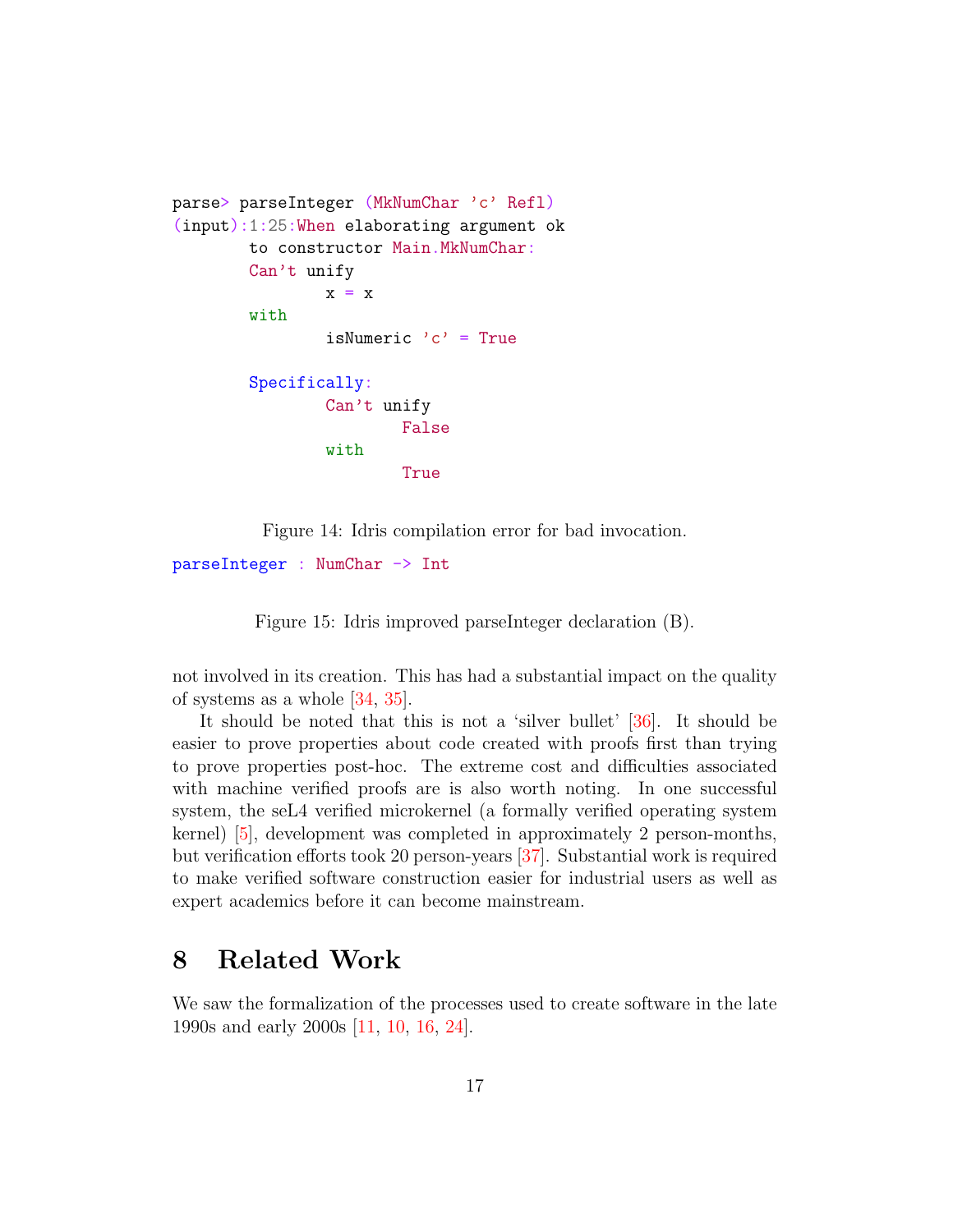```
parse> parseInteger (MkNumChar 'c' Refl)
(input):1:25:When elaborating argument ok
        to constructor Main.MkNumChar:
        Can't unify
                x = x
        with
                isNumeric 'c' = True

        Specifically:
                Can't unify
                        False
                with
                        True
```

Figure 14: Idris compilation error for bad invocation.

```
parseInteger : NumChar -> Int
```

Figure 15: Idris improved parseInteger declaration (B).

not involved in its creation. This has had a substantial impact on the quality of systems as a whole [34, 35].

It should be noted that this is not a 'silver bullet' [36]. It should be easier to prove properties about code created with proofs first than trying to prove properties post-hoc. The extreme cost and difficulties associated with machine verified proofs are is also worth noting. In one successful system, the seL4 verified microkernel (a formally verified operating system kernel) [5], development was completed in approximately 2 person-months, but verification efforts took 20 person-years [37]. Substantial work is required to make verified software construction easier for industrial users as well as expert academics before it can become mainstream.

# 8 Related Work

We saw the formalization of the processes used to create software in the late 1990s and early 2000s [11, 10, 16, 24].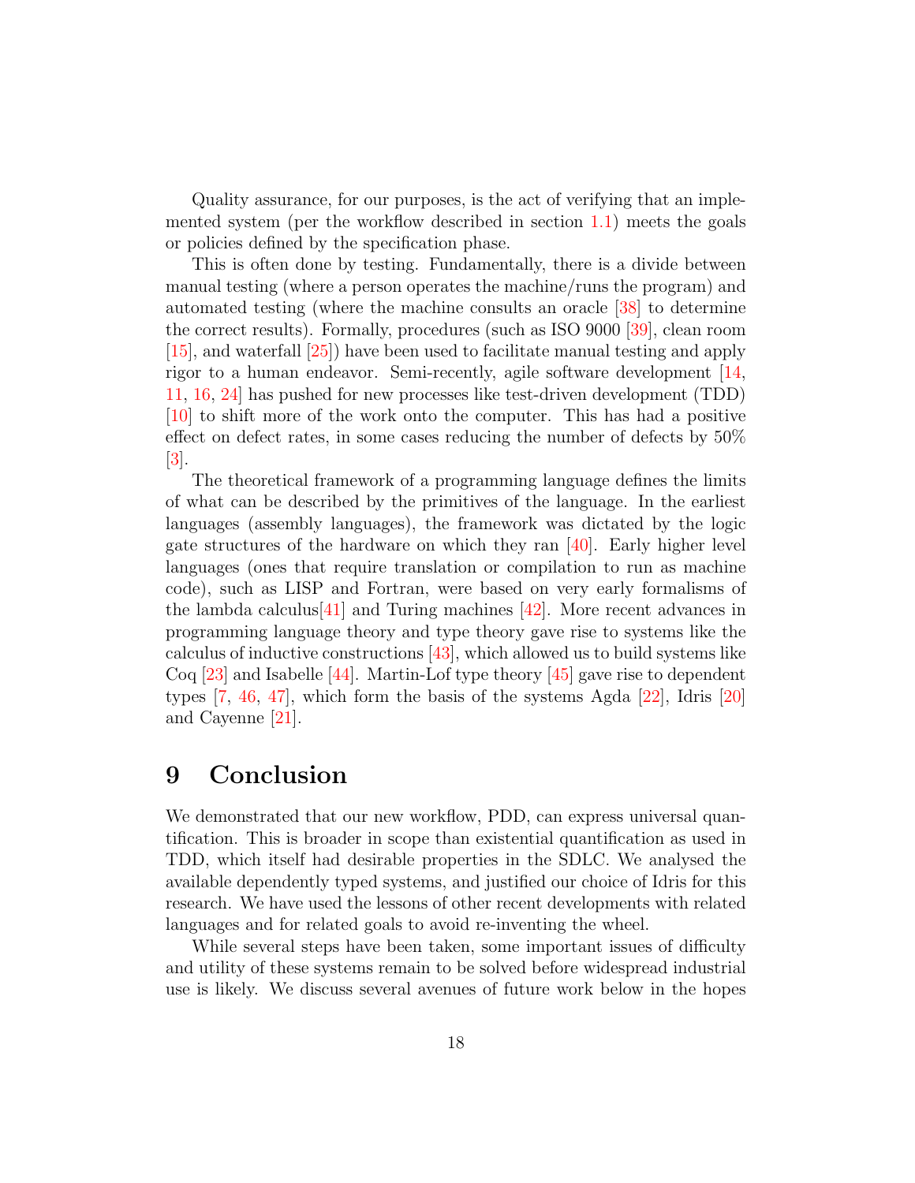Quality assurance, for our purposes, is the act of verifying that an implemented system (per the workflow described in section 1.1) meets the goals or policies defined by the specification phase.

This is often done by testing. Fundamentally, there is a divide between manual testing (where a person operates the machine/runs the program) and automated testing (where the machine consults an oracle [38] to determine the correct results). Formally, procedures (such as ISO 9000 [39], clean room [15], and waterfall [25]) have been used to facilitate manual testing and apply rigor to a human endeavor. Semi-recently, agile software development [14, 11, 16, 24] has pushed for new processes like test-driven development (TDD) [10] to shift more of the work onto the computer. This has had a positive effect on defect rates, in some cases reducing the number of defects by 50% [3].

The theoretical framework of a programming language defines the limits of what can be described by the primitives of the language. In the earliest languages (assembly languages), the framework was dictated by the logic gate structures of the hardware on which they ran [40]. Early higher level languages (ones that require translation or compilation to run as machine code), such as LISP and Fortran, were based on very early formalisms of the lambda calculus[41] and Turing machines [42]. More recent advances in programming language theory and type theory gave rise to systems like the calculus of inductive constructions [43], which allowed us to build systems like Coq [23] and Isabelle [44]. Martin-Lof type theory [45] gave rise to dependent types [7, 46, 47], which form the basis of the systems Agda [22], Idris [20] and Cayenne [21].

# 9 Conclusion

We demonstrated that our new workflow, PDD, can express universal quantification. This is broader in scope than existential quantification as used in TDD, which itself had desirable properties in the SDLC. We analysed the available dependently typed systems, and justified our choice of Idris for this research. We have used the lessons of other recent developments with related languages and for related goals to avoid re-inventing the wheel.

While several steps have been taken, some important issues of difficulty and utility of these systems remain to be solved before widespread industrial use is likely. We discuss several avenues of future work below in the hopes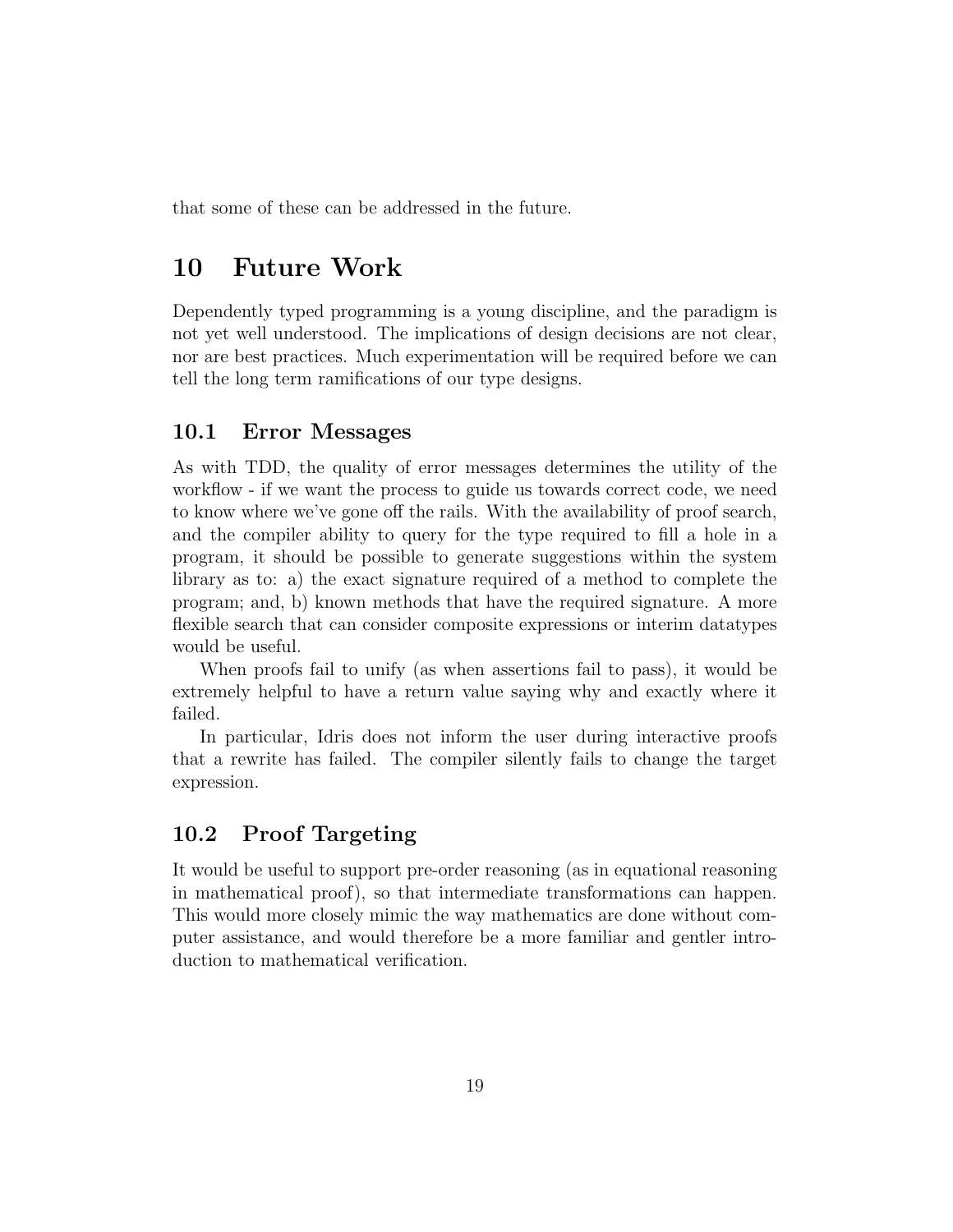that some of these can be addressed in the future.

# 10 Future Work

Dependently typed programming is a young discipline, and the paradigm is not yet well understood. The implications of design decisions are not clear, nor are best practices. Much experimentation will be required before we can tell the long term ramifications of our type designs.

## 10.1 Error Messages

As with TDD, the quality of error messages determines the utility of the workflow - if we want the process to guide us towards correct code, we need to know where we've gone off the rails. With the availability of proof search, and the compiler ability to query for the type required to fill a hole in a program, it should be possible to generate suggestions within the system library as to: a) the exact signature required of a method to complete the program; and, b) known methods that have the required signature. A more flexible search that can consider composite expressions or interim datatypes would be useful.

When proofs fail to unify (as when assertions fail to pass), it would be extremely helpful to have a return value saying why and exactly where it failed.

In particular, Idris does not inform the user during interactive proofs that a rewrite has failed. The compiler silently fails to change the target expression.

## 10.2 Proof Targeting

It would be useful to support pre-order reasoning (as in equational reasoning in mathematical proof), so that intermediate transformations can happen. This would more closely mimic the way mathematics are done without computer assistance, and would therefore be a more familiar and gentler introduction to mathematical verification.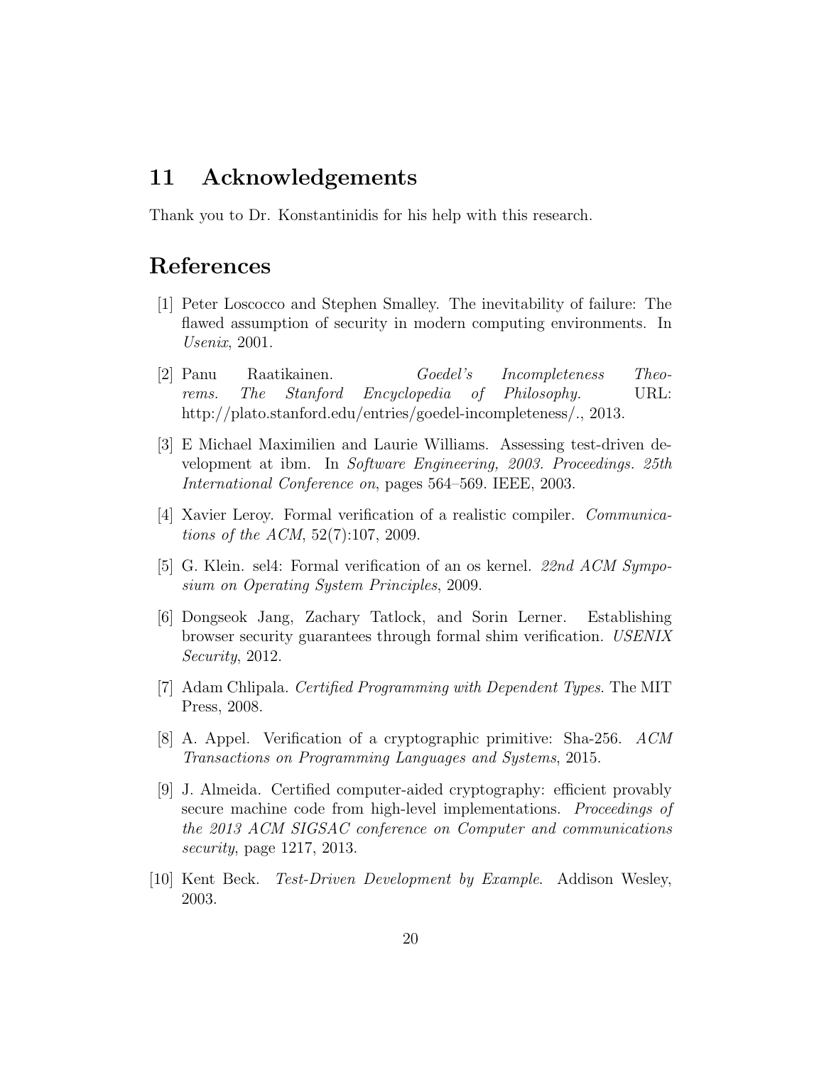## 11 Acknowledgements

Thank you to Dr. Konstantinidis for his help with this research.

## References

[1] Peter Loscocco and Stephen Smalley. The inevitability of failure: The flawed assumption of security in modern computing environments. In *Usenix*, 2001.

[2] Panu Raatikainen. *Goedel's Incompleteness Theorems. The Stanford Encyclopedia of Philosophy.* URL: http://plato.stanford.edu/entries/goedel-incompleteness/., 2013.

[3] E Michael Maximilien and Laurie Williams. Assessing test-driven development at ibm. In *Software Engineering, 2003. Proceedings. 25th International Conference on*, pages 564–569. IEEE, 2003.

[4] Xavier Leroy. Formal verification of a realistic compiler. *Communications of the ACM*, 52(7):107, 2009.

[5] G. Klein. sel4: Formal verification of an os kernel. *22nd ACM Symposium on Operating System Principles*, 2009.

[6] Dongseok Jang, Zachary Tatlock, and Sorin Lerner. Establishing browser security guarantees through formal shim verification. *USENIX Security*, 2012.

[7] Adam Chlipala. *Certified Programming with Dependent Types.* The MIT Press, 2008.

[8] A. Appel. Verification of a cryptographic primitive: Sha-256. *ACM Transactions on Programming Languages and Systems*, 2015.

[9] J. Almeida. Certified computer-aided cryptography: efficient provably secure machine code from high-level implementations. *Proceedings of the 2013 ACM SIGSAC conference on Computer and communications security*, page 1217, 2013.

[10] Kent Beck. *Test-Driven Development by Example*. Addison Wesley, 2003.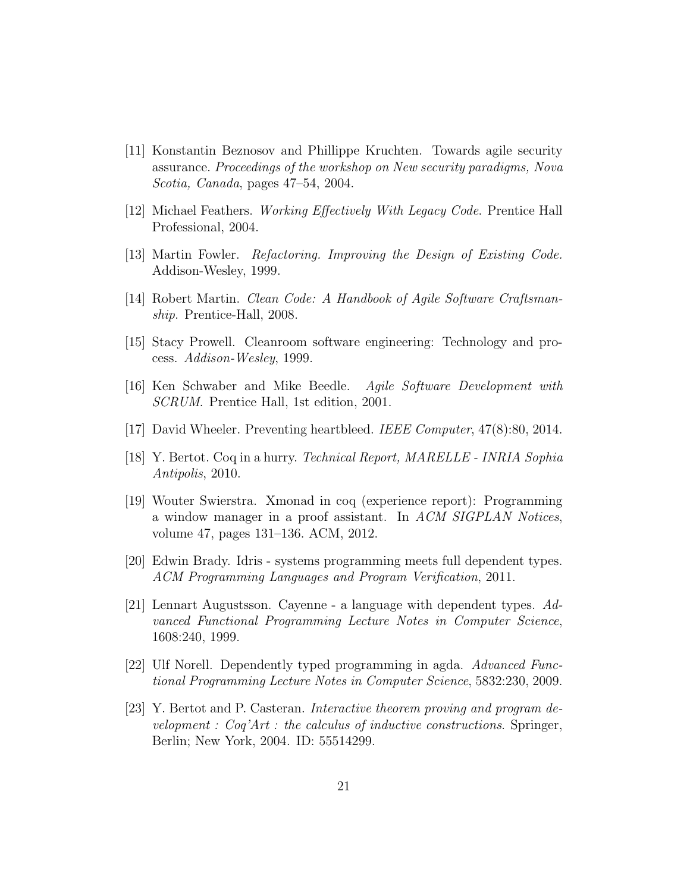[11] Konstantin Beznosov and Phillippe Kruchten. Towards agile security assurance. *Proceedings of the workshop on New security paradigms, Nova Scotia, Canada*, pages 47–54, 2004.

[12] Michael Feathers. *Working Effectively With Legacy Code*. Prentice Hall Professional, 2004.

[13] Martin Fowler. *Refactoring. Improving the Design of Existing Code.* Addison-Wesley, 1999.

[14] Robert Martin. *Clean Code: A Handbook of Agile Software Craftsmanship.* Prentice-Hall, 2008.

[15] Stacy Prowell. Cleanroom software engineering: Technology and process. *Addison-Wesley*, 1999.

[16] Ken Schwaber and Mike Beedle. *Agile Software Development with SCRUM*. Prentice Hall, 1st edition, 2001.

[17] David Wheeler. Preventing heartbleed. *IEEE Computer*, 47(8):80, 2014.

[18] Y. Bertot. Coq in a hurry. *Technical Report, MARELLE - INRIA Sophia Antipolis*, 2010.

[19] Wouter Swierstra. Xmonad in coq (experience report): Programming a window manager in a proof assistant. In *ACM SIGPLAN Notices*, volume 47, pages 131–136. ACM, 2012.

[20] Edwin Brady. Idris - systems programming meets full dependent types. *ACM Programming Languages and Program Verification*, 2011.

[21] Lennart Augustsson. Cayenne - a language with dependent types. *Advanced Functional Programming Lecture Notes in Computer Science*, 1608:240, 1999.

[22] Ulf Norell. Dependently typed programming in agda. *Advanced Functional Programming Lecture Notes in Computer Science*, 5832:230, 2009.

[23] Y. Bertot and P. Casteran. *Interactive theorem proving and program development : Coq'Art : the calculus of inductive constructions*. Springer, Berlin; New York, 2004. ID: 55514299.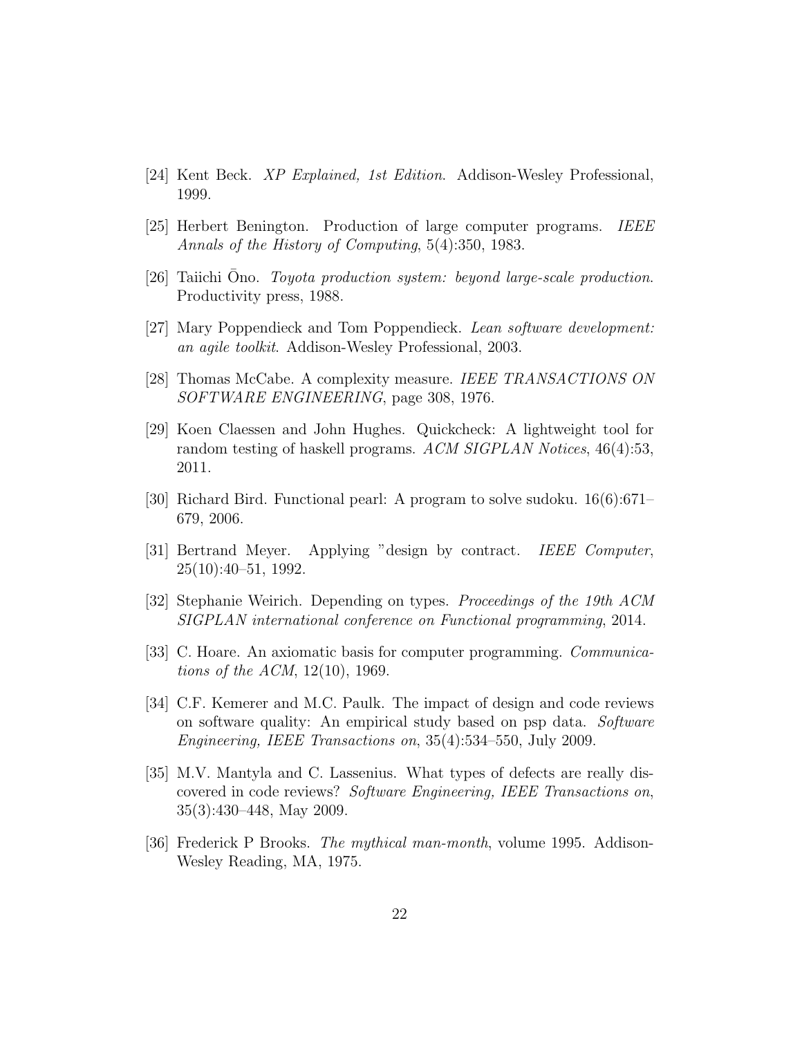[24] Kent Beck. *XP Explained, 1st Edition*. Addison-Wesley Professional, 1999.

[25] Herbert Benington. Production of large computer programs. *IEEE Annals of the History of Computing*, 5(4):350, 1983.

[26] Taiichi Ōno. *Toyota production system: beyond large-scale production*. Productivity press, 1988.

[27] Mary Poppendieck and Tom Poppendieck. *Lean software development: an agile toolkit*. Addison-Wesley Professional, 2003.

[28] Thomas McCabe. A complexity measure. *IEEE TRANSACTIONS ON SOFTWARE ENGINEERING*, page 308, 1976.

[29] Koen Claessen and John Hughes. Quickcheck: A lightweight tool for random testing of haskell programs. *ACM SIGPLAN Notices*, 46(4):53, 2011.

[30] Richard Bird. Functional pearl: A program to solve sudoku. 16(6):671–679, 2006.

[31] Bertrand Meyer. Applying "design by contract. *IEEE Computer*, 25(10):40–51, 1992.

[32] Stephanie Weirich. Depending on types. *Proceedings of the 19th ACM SIGPLAN international conference on Functional programming*, 2014.

[33] C. Hoare. An axiomatic basis for computer programming. *Communications of the ACM*, 12(10), 1969.

[34] C.F. Kemerer and M.C. Paulk. The impact of design and code reviews on software quality: An empirical study based on psp data. *Software Engineering, IEEE Transactions on*, 35(4):534–550, July 2009.

[35] M.V. Mantyla and C. Lassenius. What types of defects are really discovered in code reviews? *Software Engineering, IEEE Transactions on*, 35(3):430–448, May 2009.

[36] Frederick P Brooks. *The mythical man-month*, volume 1995. Addison-Wesley Reading, MA, 1975.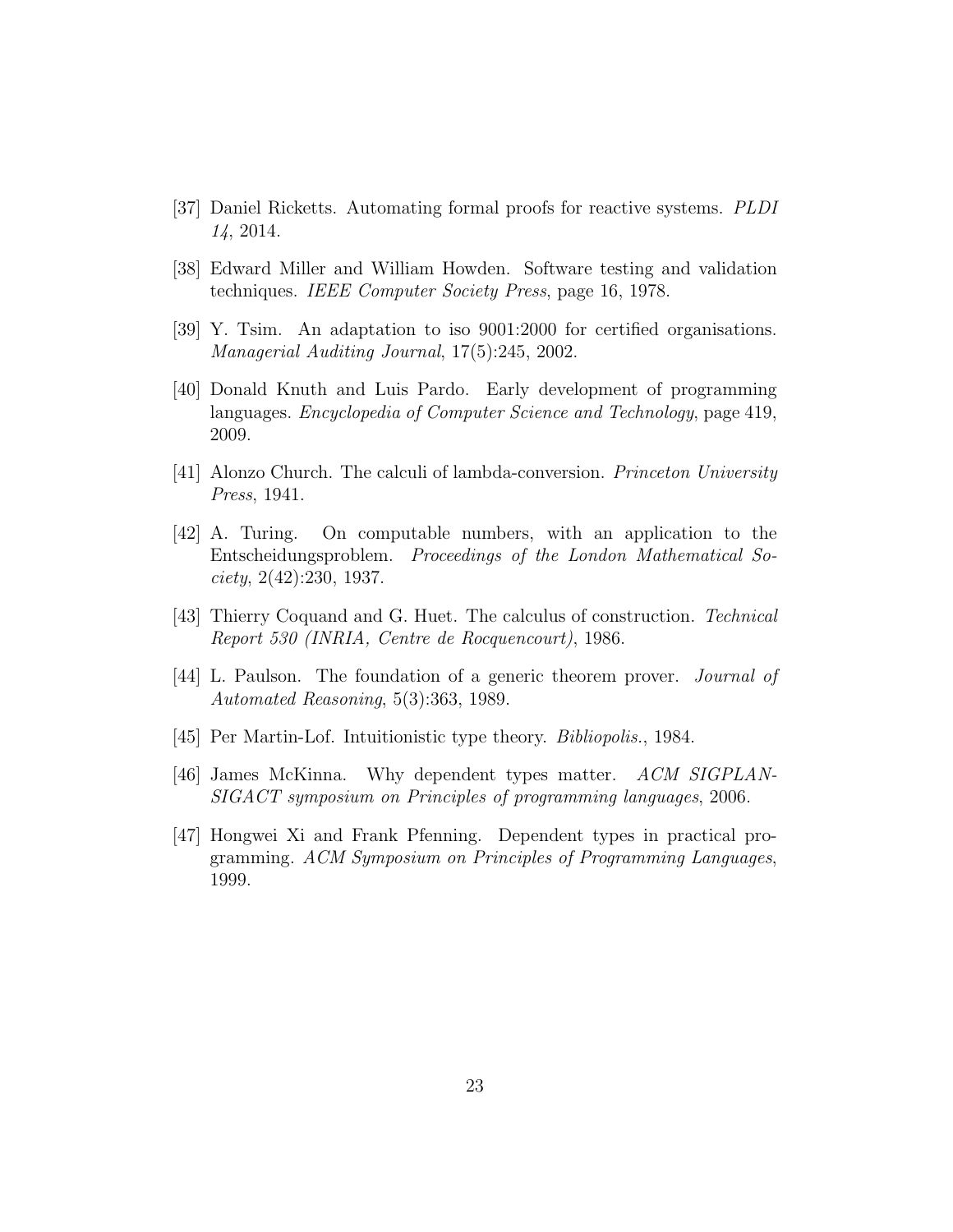[37] Daniel Ricketts. Automating formal proofs for reactive systems. *PLDI 14*, 2014.

[38] Edward Miller and William Howden. Software testing and validation techniques. *IEEE Computer Society Press*, page 16, 1978.

[39] Y. Tsim. An adaptation to iso 9001:2000 for certified organisations. *Managerial Auditing Journal*, 17(5):245, 2002.

[40] Donald Knuth and Luis Pardo. Early development of programming languages. *Encyclopedia of Computer Science and Technology*, page 419, 2009.

[41] Alonzo Church. The calculi of lambda-conversion. *Princeton University Press*, 1941.

[42] A. Turing. On computable numbers, with an application to the Entscheidungsproblem. *Proceedings of the London Mathematical Society*, 2(42):230, 1937.

[43] Thierry Coquand and G. Huet. The calculus of construction. *Technical Report 530 (INRIA, Centre de Rocquencourt)*, 1986.

[44] L. Paulson. The foundation of a generic theorem prover. *Journal of Automated Reasoning*, 5(3):363, 1989.

[45] Per Martin-Lof. Intuitionistic type theory. *Bibliopolis.*, 1984.

[46] James McKinna. Why dependent types matter. *ACM SIGPLAN-SIGACT symposium on Principles of programming languages*, 2006.

[47] Hongwei Xi and Frank Pfenning. Dependent types in practical programming. *ACM Symposium on Principles of Programming Languages*, 1999.